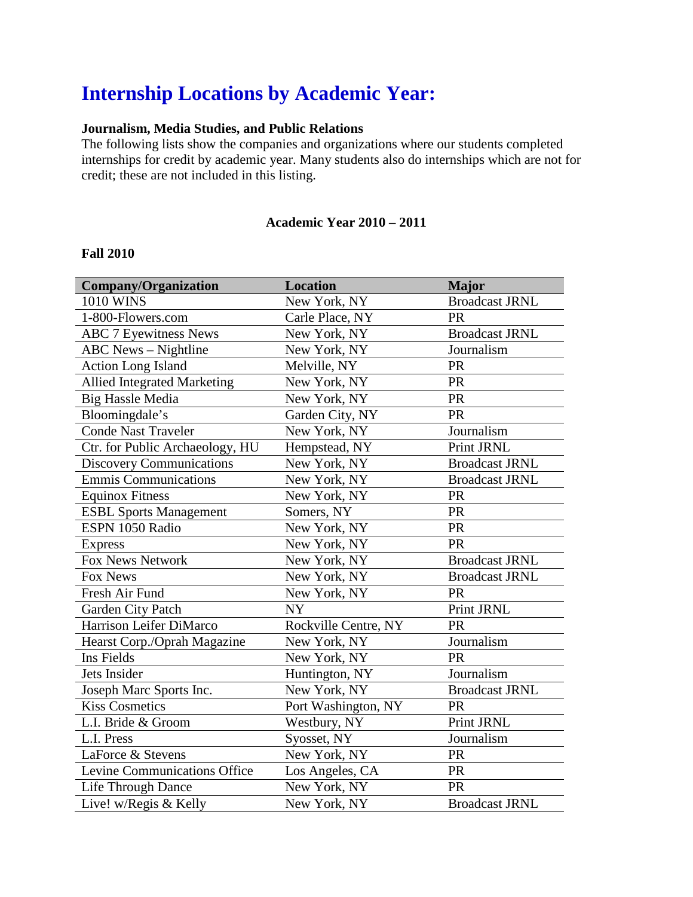# Internship Locations by Academic Year:

**Journalism, Media Studies, and Public Relations**

The following lists show the companies and organizations where our students completed internships for credit by academic year. Many students also do internships which are not for credit; these are not included in this listing.

**Academic Year 2010 – 2011**

**Fall 2010**

| Company/Organization | Location | Major |
|---|---|---|
| 1010 WINS | New York, NY | Broadcast JRNL |
| 1-800-Flowers.com | Carle Place, NY | PR |
| ABC 7 Eyewitness News | New York, NY | Broadcast JRNL |
| ABC News – Nightline | New York, NY | Journalism |
| Action Long Island | Melville, NY | PR |
| Allied Integrated Marketing | New York, NY | PR |
| Big Hassle Media | New York, NY | PR |
| Bloomingdale's | Garden City, NY | PR |
| Conde Nast Traveler | New York, NY | Journalism |
| Ctr. for Public Archaeology, HU | Hempstead, NY | Print JRNL |
| Discovery Communications | New York, NY | Broadcast JRNL |
| Emmis Communications | New York, NY | Broadcast JRNL |
| Equinox Fitness | New York, NY | PR |
| ESBL Sports Management | Somers, NY | PR |
| ESPN 1050 Radio | New York, NY | PR |
| Express | New York, NY | PR |
| Fox News Network | New York, NY | Broadcast JRNL |
| Fox News | New York, NY | Broadcast JRNL |
| Fresh Air Fund | New York, NY | PR |
| Garden City Patch | NY | Print JRNL |
| Harrison Leifer DiMarco | Rockville Centre, NY | PR |
| Hearst Corp./Oprah Magazine | New York, NY | Journalism |
| Ins Fields | New York, NY | PR |
| Jets Insider | Huntington, NY | Journalism |
| Joseph Marc Sports Inc. | New York, NY | Broadcast JRNL |
| Kiss Cosmetics | Port Washington, NY | PR |
| L.I. Bride & Groom | Westbury, NY | Print JRNL |
| L.I. Press | Syosset, NY | Journalism |
| LaForce & Stevens | New York, NY | PR |
| Levine Communications Office | Los Angeles, CA | PR |
| Life Through Dance | New York, NY | PR |
| Live! w/Regis & Kelly | New York, NY | Broadcast JRNL |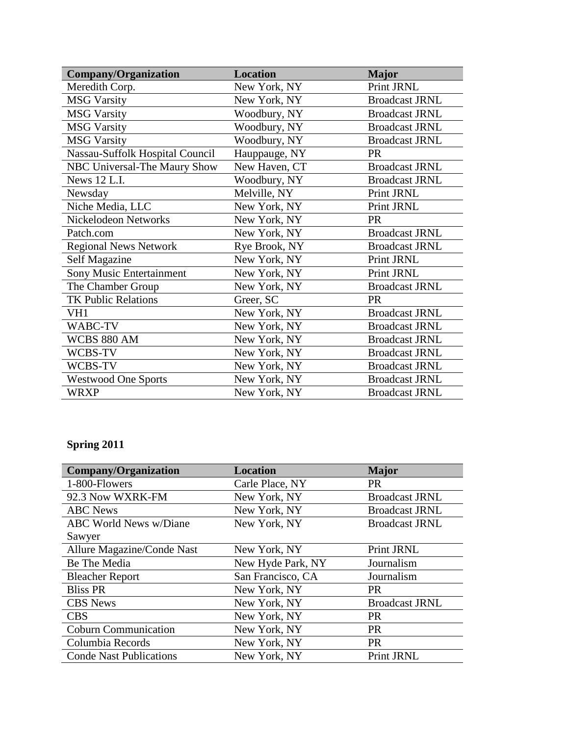| Company/Organization | Location | Major |
|---|---|---|
| Meredith Corp. | New York, NY | Print JRNL |
| MSG Varsity | New York, NY | Broadcast JRNL |
| MSG Varsity | Woodbury, NY | Broadcast JRNL |
| MSG Varsity | Woodbury, NY | Broadcast JRNL |
| MSG Varsity | Woodbury, NY | Broadcast JRNL |
| Nassau-Suffolk Hospital Council | Hauppauge, NY | PR |
| NBC Universal-The Maury Show | New Haven, CT | Broadcast JRNL |
| News 12 L.I. | Woodbury, NY | Broadcast JRNL |
| Newsday | Melville, NY | Print JRNL |
| Niche Media, LLC | New York, NY | Print JRNL |
| Nickelodeon Networks | New York, NY | PR |
| Patch.com | New York, NY | Broadcast JRNL |
| Regional News Network | Rye Brook, NY | Broadcast JRNL |
| Self Magazine | New York, NY | Print JRNL |
| Sony Music Entertainment | New York, NY | Print JRNL |
| The Chamber Group | New York, NY | Broadcast JRNL |
| TK Public Relations | Greer, SC | PR |
| VH1 | New York, NY | Broadcast JRNL |
| WABC-TV | New York, NY | Broadcast JRNL |
| WCBS 880 AM | New York, NY | Broadcast JRNL |
| WCBS-TV | New York, NY | Broadcast JRNL |
| WCBS-TV | New York, NY | Broadcast JRNL |
| Westwood One Sports | New York, NY | Broadcast JRNL |
| WRXP | New York, NY | Broadcast JRNL |

**Spring 2011**

| Company/Organization | Location | Major |
|---|---|---|
| 1-800-Flowers | Carle Place, NY | PR |
| 92.3 Now WXRK-FM | New York, NY | Broadcast JRNL |
| ABC News | New York, NY | Broadcast JRNL |
| ABC World News w/Diane Sawyer | New York, NY | Broadcast JRNL |
| Allure Magazine/Conde Nast | New York, NY | Print JRNL |
| Be The Media | New Hyde Park, NY | Journalism |
| Bleacher Report | San Francisco, CA | Journalism |
| Bliss PR | New York, NY | PR |
| CBS News | New York, NY | Broadcast JRNL |
| CBS | New York, NY | PR |
| Coburn Communication | New York, NY | PR |
| Columbia Records | New York, NY | PR |
| Conde Nast Publications | New York, NY | Print JRNL |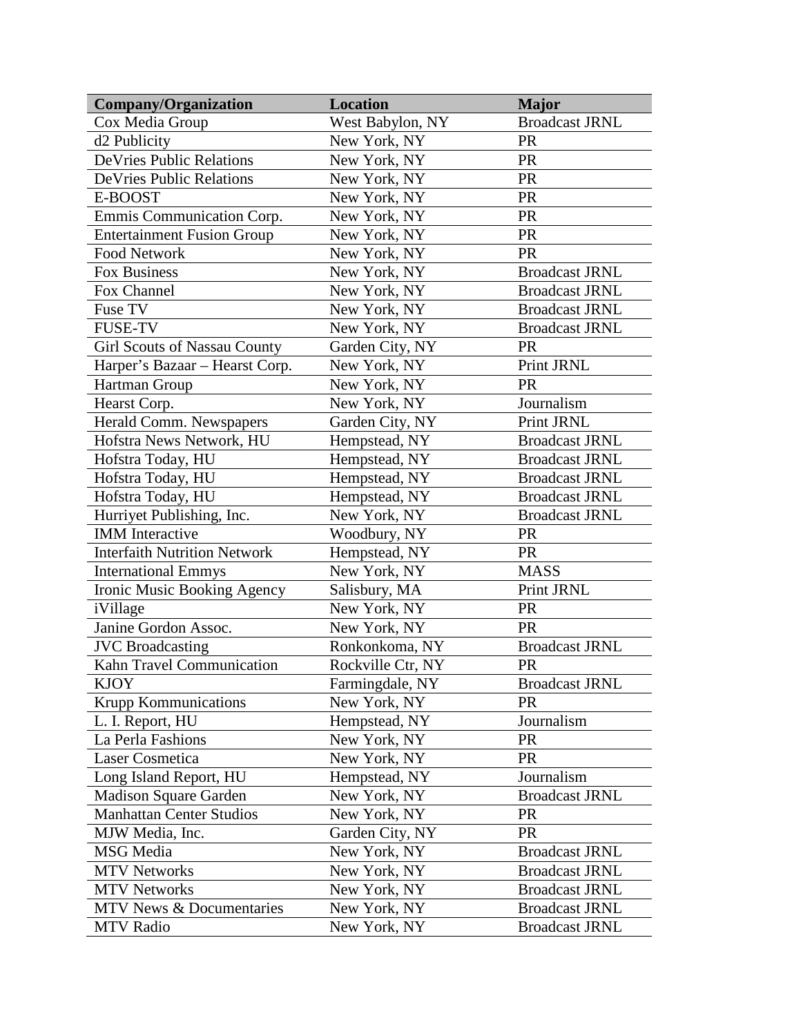| Company/Organization | Location | Major |
|---|---|---|
| Cox Media Group | West Babylon, NY | Broadcast JRNL |
| d2 Publicity | New York, NY | PR |
| DeVries Public Relations | New York, NY | PR |
| DeVries Public Relations | New York, NY | PR |
| E-BOOST | New York, NY | PR |
| Emmis Communication Corp. | New York, NY | PR |
| Entertainment Fusion Group | New York, NY | PR |
| Food Network | New York, NY | PR |
| Fox Business | New York, NY | Broadcast JRNL |
| Fox Channel | New York, NY | Broadcast JRNL |
| Fuse TV | New York, NY | Broadcast JRNL |
| FUSE-TV | New York, NY | Broadcast JRNL |
| Girl Scouts of Nassau County | Garden City, NY | PR |
| Harper's Bazaar – Hearst Corp. | New York, NY | Print JRNL |
| Hartman Group | New York, NY | PR |
| Hearst Corp. | New York, NY | Journalism |
| Herald Comm. Newspapers | Garden City, NY | Print JRNL |
| Hofstra News Network, HU | Hempstead, NY | Broadcast JRNL |
| Hofstra Today, HU | Hempstead, NY | Broadcast JRNL |
| Hofstra Today, HU | Hempstead, NY | Broadcast JRNL |
| Hofstra Today, HU | Hempstead, NY | Broadcast JRNL |
| Hurriyet Publishing, Inc. | New York, NY | Broadcast JRNL |
| IMM Interactive | Woodbury, NY | PR |
| Interfaith Nutrition Network | Hempstead, NY | PR |
| International Emmys | New York, NY | MASS |
| Ironic Music Booking Agency | Salisbury, MA | Print JRNL |
| iVillage | New York, NY | PR |
| Janine Gordon Assoc. | New York, NY | PR |
| JVC Broadcasting | Ronkonkoma, NY | Broadcast JRNL |
| Kahn Travel Communication | Rockville Ctr, NY | PR |
| KJOY | Farmingdale, NY | Broadcast JRNL |
| Krupp Kommunications | New York, NY | PR |
| L. I. Report, HU | Hempstead, NY | Journalism |
| La Perla Fashions | New York, NY | PR |
| Laser Cosmetica | New York, NY | PR |
| Long Island Report, HU | Hempstead, NY | Journalism |
| Madison Square Garden | New York, NY | Broadcast JRNL |
| Manhattan Center Studios | New York, NY | PR |
| MJW Media, Inc. | Garden City, NY | PR |
| MSG Media | New York, NY | Broadcast JRNL |
| MTV Networks | New York, NY | Broadcast JRNL |
| MTV Networks | New York, NY | Broadcast JRNL |
| MTV News & Documentaries | New York, NY | Broadcast JRNL |
| MTV Radio | New York, NY | Broadcast JRNL |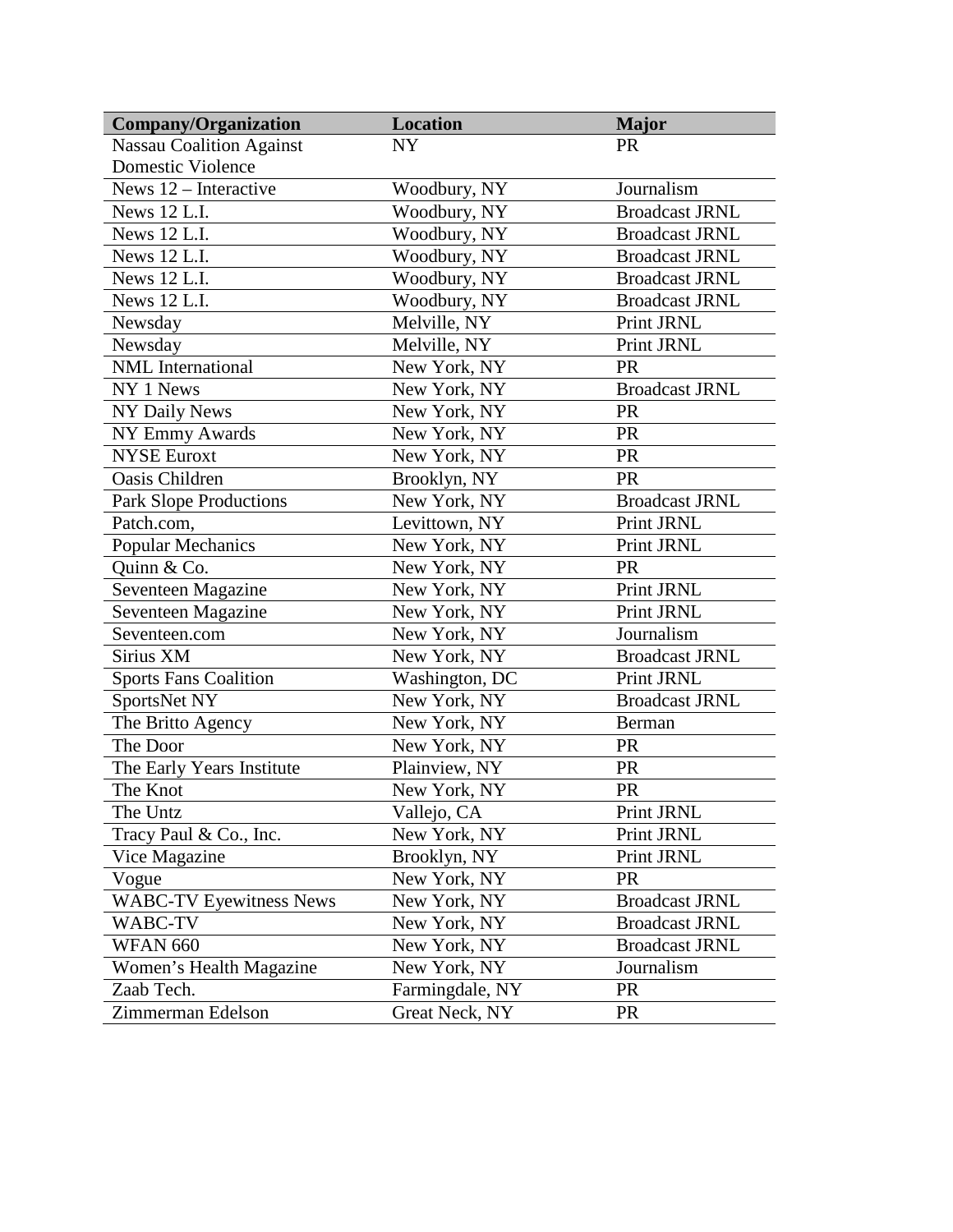| Company/Organization | Location | Major |
|---|---|---|
| Nassau Coalition Against Domestic Violence | NY | PR |
| News 12 – Interactive | Woodbury, NY | Journalism |
| News 12 L.I. | Woodbury, NY | Broadcast JRNL |
| News 12 L.I. | Woodbury, NY | Broadcast JRNL |
| News 12 L.I. | Woodbury, NY | Broadcast JRNL |
| News 12 L.I. | Woodbury, NY | Broadcast JRNL |
| News 12 L.I. | Woodbury, NY | Broadcast JRNL |
| Newsday | Melville, NY | Print JRNL |
| Newsday | Melville, NY | Print JRNL |
| NML International | New York, NY | PR |
| NY 1 News | New York, NY | Broadcast JRNL |
| NY Daily News | New York, NY | PR |
| NY Emmy Awards | New York, NY | PR |
| NYSE Euroxt | New York, NY | PR |
| Oasis Children | Brooklyn, NY | PR |
| Park Slope Productions | New York, NY | Broadcast JRNL |
| Patch.com, | Levittown, NY | Print JRNL |
| Popular Mechanics | New York, NY | Print JRNL |
| Quinn & Co. | New York, NY | PR |
| Seventeen Magazine | New York, NY | Print JRNL |
| Seventeen Magazine | New York, NY | Print JRNL |
| Seventeen.com | New York, NY | Journalism |
| Sirius XM | New York, NY | Broadcast JRNL |
| Sports Fans Coalition | Washington, DC | Print JRNL |
| SportsNet NY | New York, NY | Broadcast JRNL |
| The Britto Agency | New York, NY | Berman |
| The Door | New York, NY | PR |
| The Early Years Institute | Plainview, NY | PR |
| The Knot | New York, NY | PR |
| The Untz | Vallejo, CA | Print JRNL |
| Tracy Paul & Co., Inc. | New York, NY | Print JRNL |
| Vice Magazine | Brooklyn, NY | Print JRNL |
| Vogue | New York, NY | PR |
| WABC-TV Eyewitness News | New York, NY | Broadcast JRNL |
| WABC-TV | New York, NY | Broadcast JRNL |
| WFAN 660 | New York, NY | Broadcast JRNL |
| Women's Health Magazine | New York, NY | Journalism |
| Zaab Tech. | Farmingdale, NY | PR |
| Zimmerman Edelson | Great Neck, NY | PR |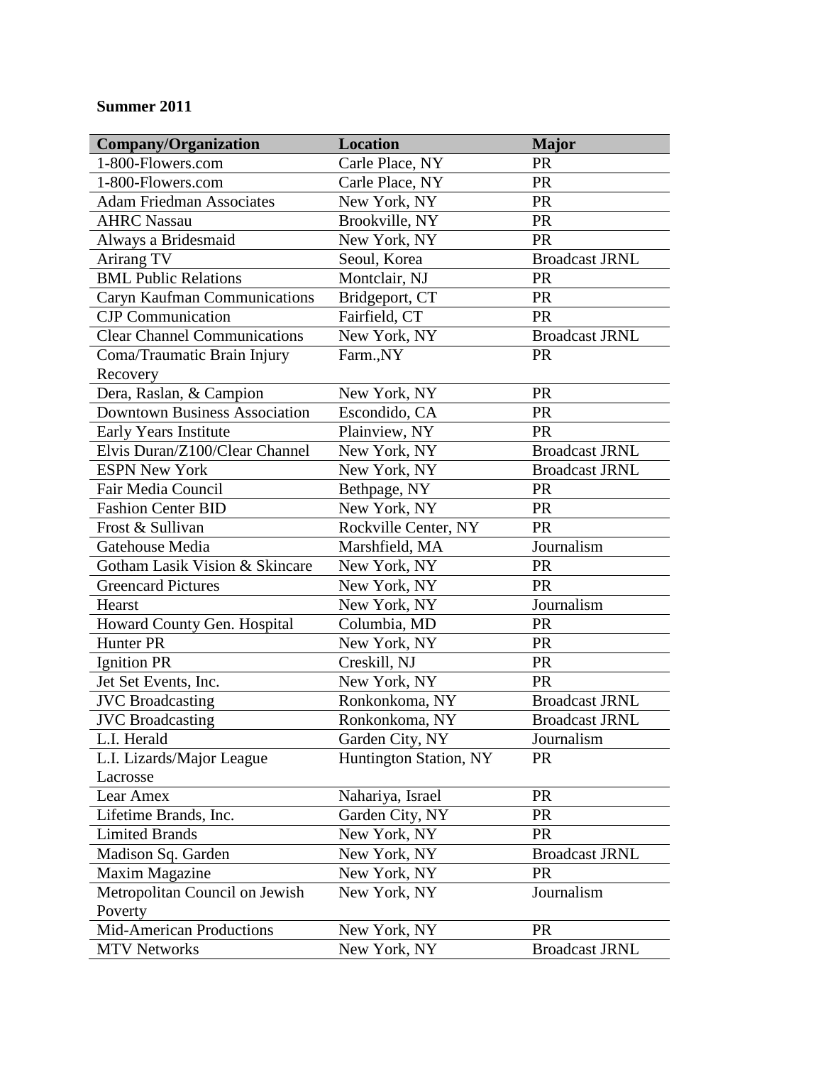**Summer 2011**

| Company/Organization | Location | Major |
|---|---|---|
| 1-800-Flowers.com | Carle Place, NY | PR |
| 1-800-Flowers.com | Carle Place, NY | PR |
| Adam Friedman Associates | New York, NY | PR |
| AHRC Nassau | Brookville, NY | PR |
| Always a Bridesmaid | New York, NY | PR |
| Arirang TV | Seoul, Korea | Broadcast JRNL |
| BML Public Relations | Montclair, NJ | PR |
| Caryn Kaufman Communications | Bridgeport, CT | PR |
| CJP Communication | Fairfield, CT | PR |
| Clear Channel Communications | New York, NY | Broadcast JRNL |
| Coma/Traumatic Brain Injury Recovery | Farm.,NY | PR |
| Dera, Raslan, & Campion | New York, NY | PR |
| Downtown Business Association | Escondido, CA | PR |
| Early Years Institute | Plainview, NY | PR |
| Elvis Duran/Z100/Clear Channel | New York, NY | Broadcast JRNL |
| ESPN New York | New York, NY | Broadcast JRNL |
| Fair Media Council | Bethpage, NY | PR |
| Fashion Center BID | New York, NY | PR |
| Frost & Sullivan | Rockville Center, NY | PR |
| Gatehouse Media | Marshfield, MA | Journalism |
| Gotham Lasik Vision & Skincare | New York, NY | PR |
| Greencard Pictures | New York, NY | PR |
| Hearst | New York, NY | Journalism |
| Howard County Gen. Hospital | Columbia, MD | PR |
| Hunter PR | New York, NY | PR |
| Ignition PR | Creskill, NJ | PR |
| Jet Set Events, Inc. | New York, NY | PR |
| JVC Broadcasting | Ronkonkoma, NY | Broadcast JRNL |
| JVC Broadcasting | Ronkonkoma, NY | Broadcast JRNL |
| L.I. Herald | Garden City, NY | Journalism |
| L.I. Lizards/Major League Lacrosse | Huntington Station, NY | PR |
| Lear Amex | Nahariya, Israel | PR |
| Lifetime Brands, Inc. | Garden City, NY | PR |
| Limited Brands | New York, NY | PR |
| Madison Sq. Garden | New York, NY | Broadcast JRNL |
| Maxim Magazine | New York, NY | PR |
| Metropolitan Council on Jewish Poverty | New York, NY | Journalism |
| Mid-American Productions | New York, NY | PR |
| MTV Networks | New York, NY | Broadcast JRNL |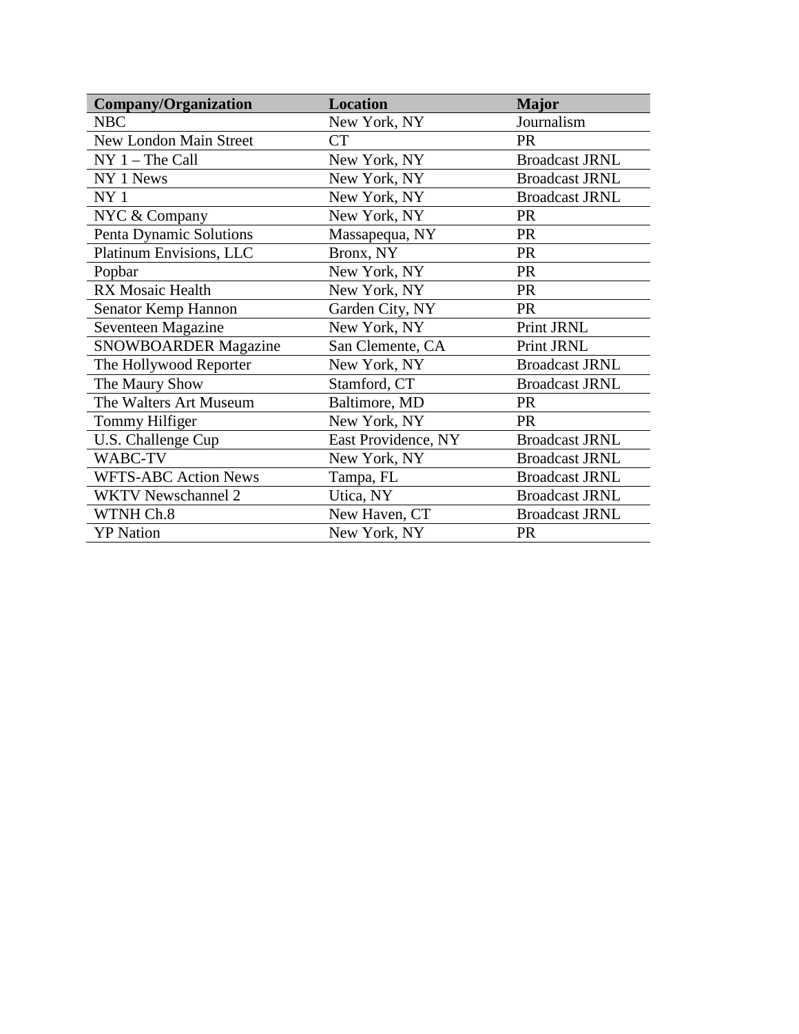| Company/Organization | Location | Major |
| --- | --- | --- |
| NBC | New York, NY | Journalism |
| New London Main Street | CT | PR |
| NY 1 – The Call | New York, NY | Broadcast JRNL |
| NY 1 News | New York, NY | Broadcast JRNL |
| NY 1 | New York, NY | Broadcast JRNL |
| NYC & Company | New York, NY | PR |
| Penta Dynamic Solutions | Massapequa, NY | PR |
| Platinum Envisions, LLC | Bronx, NY | PR |
| Popbar | New York, NY | PR |
| RX Mosaic Health | New York, NY | PR |
| Senator Kemp Hannon | Garden City, NY | PR |
| Seventeen Magazine | New York, NY | Print JRNL |
| SNOWBOARDER Magazine | San Clemente, CA | Print JRNL |
| The Hollywood Reporter | New York, NY | Broadcast JRNL |
| The Maury Show | Stamford, CT | Broadcast JRNL |
| The Walters Art Museum | Baltimore, MD | PR |
| Tommy Hilfiger | New York, NY | PR |
| U.S. Challenge Cup | East Providence, NY | Broadcast JRNL |
| WABC-TV | New York, NY | Broadcast JRNL |
| WFTS-ABC Action News | Tampa, FL | Broadcast JRNL |
| WKTV Newschannel 2 | Utica, NY | Broadcast JRNL |
| WTNH Ch.8 | New Haven, CT | Broadcast JRNL |
| YP Nation | New York, NY | PR |